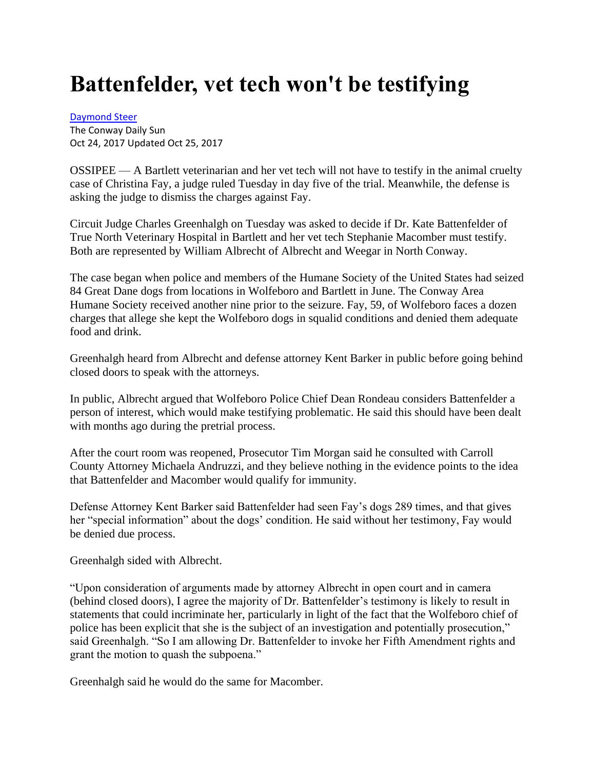# Battenfelder, vet tech won't be testifying

Daymond Steer
The Conway Daily Sun
Oct 24, 2017 Updated Oct 25, 2017

OSSIPEE — A Bartlett veterinarian and her vet tech will not have to testify in the animal cruelty case of Christina Fay, a judge ruled Tuesday in day five of the trial. Meanwhile, the defense is asking the judge to dismiss the charges against Fay.

Circuit Judge Charles Greenhalgh on Tuesday was asked to decide if Dr. Kate Battenfelder of True North Veterinary Hospital in Bartlett and her vet tech Stephanie Macomber must testify. Both are represented by William Albrecht of Albrecht and Weegar in North Conway.

The case began when police and members of the Humane Society of the United States had seized 84 Great Dane dogs from locations in Wolfeboro and Bartlett in June. The Conway Area Humane Society received another nine prior to the seizure. Fay, 59, of Wolfeboro faces a dozen charges that allege she kept the Wolfeboro dogs in squalid conditions and denied them adequate food and drink.

Greenhalgh heard from Albrecht and defense attorney Kent Barker in public before going behind closed doors to speak with the attorneys.

In public, Albrecht argued that Wolfeboro Police Chief Dean Rondeau considers Battenfelder a person of interest, which would make testifying problematic. He said this should have been dealt with months ago during the pretrial process.

After the court room was reopened, Prosecutor Tim Morgan said he consulted with Carroll County Attorney Michaela Andruzzi, and they believe nothing in the evidence points to the idea that Battenfelder and Macomber would qualify for immunity.

Defense Attorney Kent Barker said Battenfelder had seen Fay's dogs 289 times, and that gives her "special information" about the dogs' condition. He said without her testimony, Fay would be denied due process.

Greenhalgh sided with Albrecht.

"Upon consideration of arguments made by attorney Albrecht in open court and in camera (behind closed doors), I agree the majority of Dr. Battenfelder's testimony is likely to result in statements that could incriminate her, particularly in light of the fact that the Wolfeboro chief of police has been explicit that she is the subject of an investigation and potentially prosecution," said Greenhalgh. "So I am allowing Dr. Battenfelder to invoke her Fifth Amendment rights and grant the motion to quash the subpoena."

Greenhalgh said he would do the same for Macomber.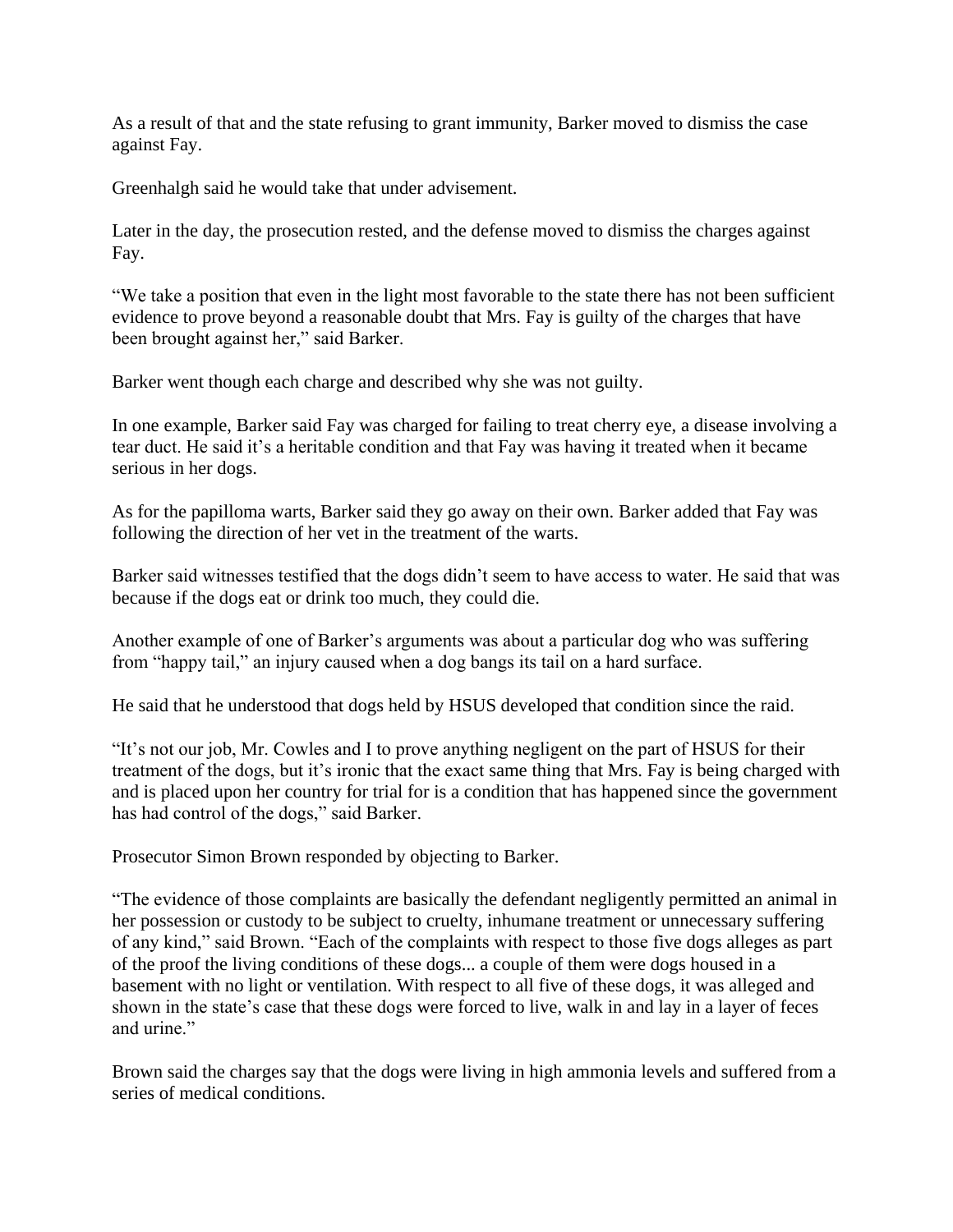As a result of that and the state refusing to grant immunity, Barker moved to dismiss the case against Fay.

Greenhalgh said he would take that under advisement.

Later in the day, the prosecution rested, and the defense moved to dismiss the charges against Fay.

"We take a position that even in the light most favorable to the state there has not been sufficient evidence to prove beyond a reasonable doubt that Mrs. Fay is guilty of the charges that have been brought against her," said Barker.

Barker went though each charge and described why she was not guilty.

In one example, Barker said Fay was charged for failing to treat cherry eye, a disease involving a tear duct. He said it's a heritable condition and that Fay was having it treated when it became serious in her dogs.

As for the papilloma warts, Barker said they go away on their own. Barker added that Fay was following the direction of her vet in the treatment of the warts.

Barker said witnesses testified that the dogs didn't seem to have access to water. He said that was because if the dogs eat or drink too much, they could die.

Another example of one of Barker's arguments was about a particular dog who was suffering from "happy tail," an injury caused when a dog bangs its tail on a hard surface.

He said that he understood that dogs held by HSUS developed that condition since the raid.

"It's not our job, Mr. Cowles and I to prove anything negligent on the part of HSUS for their treatment of the dogs, but it's ironic that the exact same thing that Mrs. Fay is being charged with and is placed upon her country for trial for is a condition that has happened since the government has had control of the dogs," said Barker.

Prosecutor Simon Brown responded by objecting to Barker.

"The evidence of those complaints are basically the defendant negligently permitted an animal in her possession or custody to be subject to cruelty, inhumane treatment or unnecessary suffering of any kind," said Brown. "Each of the complaints with respect to those five dogs alleges as part of the proof the living conditions of these dogs... a couple of them were dogs housed in a basement with no light or ventilation. With respect to all five of these dogs, it was alleged and shown in the state's case that these dogs were forced to live, walk in and lay in a layer of feces and urine."

Brown said the charges say that the dogs were living in high ammonia levels and suffered from a series of medical conditions.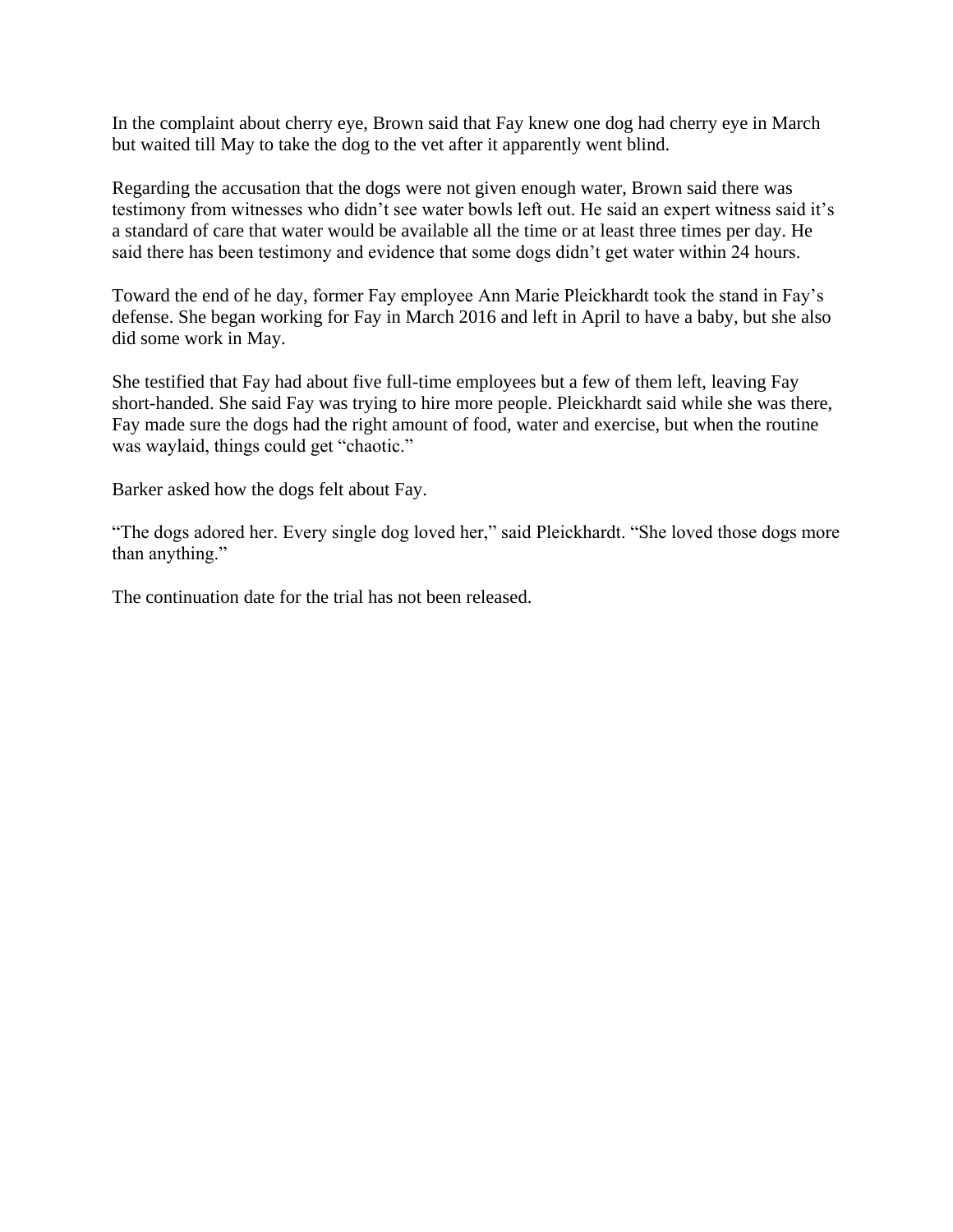In the complaint about cherry eye, Brown said that Fay knew one dog had cherry eye in March but waited till May to take the dog to the vet after it apparently went blind.

Regarding the accusation that the dogs were not given enough water, Brown said there was testimony from witnesses who didn't see water bowls left out. He said an expert witness said it's a standard of care that water would be available all the time or at least three times per day. He said there has been testimony and evidence that some dogs didn't get water within 24 hours.

Toward the end of he day, former Fay employee Ann Marie Pleickhardt took the stand in Fay's defense. She began working for Fay in March 2016 and left in April to have a baby, but she also did some work in May.

She testified that Fay had about five full-time employees but a few of them left, leaving Fay short-handed. She said Fay was trying to hire more people. Pleickhardt said while she was there, Fay made sure the dogs had the right amount of food, water and exercise, but when the routine was waylaid, things could get "chaotic."

Barker asked how the dogs felt about Fay.

"The dogs adored her. Every single dog loved her," said Pleickhardt. "She loved those dogs more than anything."

The continuation date for the trial has not been released.